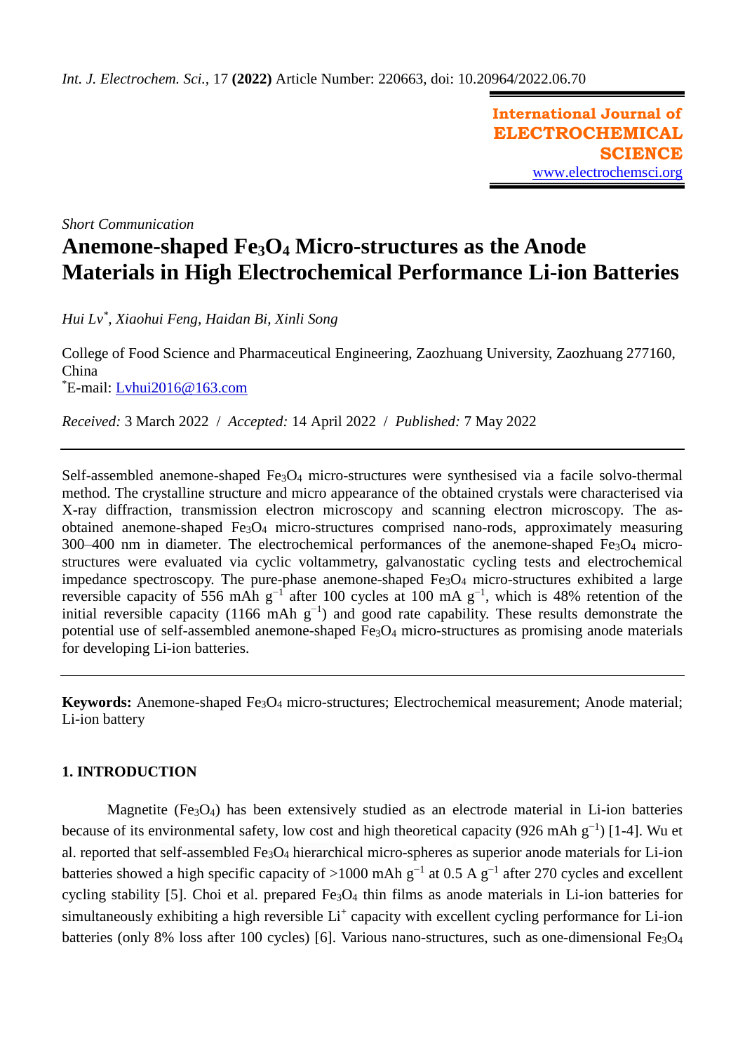*Short Communication*

# Anemone-shaped $Fe_3O_4$ Micro-structures as the Anode Materials in High Electrochemical Performance Li-ion Batteries

*Hui Lv*[*]*, Xiaohui Feng, Haidan Bi, Xinli Song*

College of Food Science and Pharmaceutical Engineering, Zaozhuang University, Zaozhuang 277160, China
[*]E-mail: Lvhui2016@163.com

*Received:* 3 March 2022 / *Accepted:* 14 April 2022 / *Published:* 7 May 2022

---

Self-assembled anemone-shaped $Fe_3O_4$ micro-structures were synthesised via a facile solvo-thermal method. The crystalline structure and micro appearance of the obtained crystals were characterised via X-ray diffraction, transmission electron microscopy and scanning electron microscopy. The as-obtained anemone-shaped $Fe_3O_4$ micro-structures comprised nano-rods, approximately measuring 300–400 nm in diameter. The electrochemical performances of the anemone-shaped $Fe_3O_4$ micro-structures were evaluated via cyclic voltammetry, galvanostatic cycling tests and electrochemical impedance spectroscopy. The pure-phase anemone-shaped $Fe_3O_4$ micro-structures exhibited a large reversible capacity of 556 mAh $g^{-1}$ after 100 cycles at 100 mA $g^{-1}$, which is 48% retention of the initial reversible capacity (1166 mAh $g^{-1}$) and good rate capability. These results demonstrate the potential use of self-assembled anemone-shaped $Fe_3O_4$ micro-structures as promising anode materials for developing Li-ion batteries.

---

**Keywords:** Anemone-shaped $Fe_3O_4$ micro-structures; Electrochemical measurement; Anode material; Li-ion battery

## 1. INTRODUCTION

Magnetite ($Fe_3O_4$) has been extensively studied as an electrode material in Li-ion batteries because of its environmental safety, low cost and high theoretical capacity (926 mAh $g^{-1}$) [1-4]. Wu et al. reported that self-assembled $Fe_3O_4$ hierarchical micro-spheres as superior anode materials for Li-ion batteries showed a high specific capacity of >1000 mAh $g^{-1}$ at 0.5 A $g^{-1}$ after 270 cycles and excellent cycling stability [5]. Choi et al. prepared $Fe_3O_4$ thin films as anode materials in Li-ion batteries for simultaneously exhibiting a high reversible $Li^+$ capacity with excellent cycling performance for Li-ion batteries (only 8% loss after 100 cycles) [6]. Various nano-structures, such as one-dimensional $Fe_3O_4$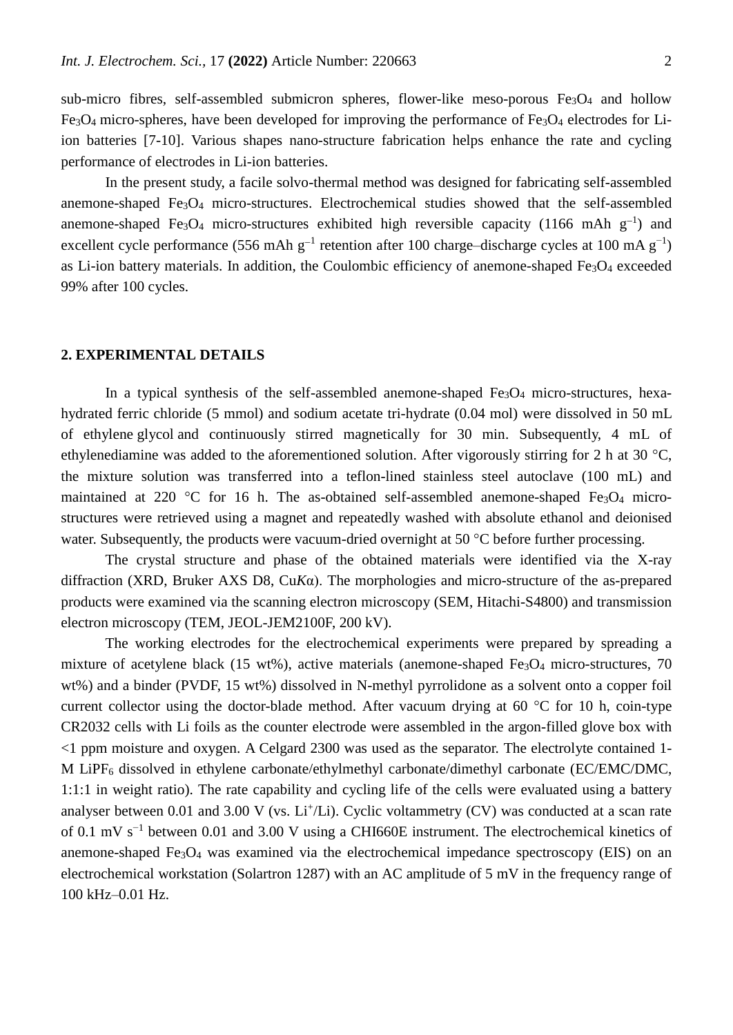sub-micro fibres, self-assembled submicron spheres, flower-like meso-porous $Fe_3O_4$ and hollow $Fe_3O_4$ micro-spheres, have been developed for improving the performance of $Fe_3O_4$ electrodes for Li-ion batteries [7-10]. Various shapes nano-structure fabrication helps enhance the rate and cycling performance of electrodes in Li-ion batteries.

In the present study, a facile solvo-thermal method was designed for fabricating self-assembled anemone-shaped $Fe_3O_4$ micro-structures. Electrochemical studies showed that the self-assembled anemone-shaped $Fe_3O_4$ micro-structures exhibited high reversible capacity (1166 mAh $g^{-1}$) and excellent cycle performance (556 mAh $g^{-1}$ retention after 100 charge–discharge cycles at 100 mA $g^{-1}$) as Li-ion battery materials. In addition, the Coulombic efficiency of anemone-shaped $Fe_3O_4$ exceeded 99% after 100 cycles.

## 2. EXPERIMENTAL DETAILS

In a typical synthesis of the self-assembled anemone-shaped $Fe_3O_4$ micro-structures, hexa-hydrated ferric chloride (5 mmol) and sodium acetate tri-hydrate (0.04 mol) were dissolved in 50 mL of ethylene glycol and continuously stirred magnetically for 30 min. Subsequently, 4 mL of ethylenediamine was added to the aforementioned solution. After vigorously stirring for 2 h at 30 °C, the mixture solution was transferred into a teflon-lined stainless steel autoclave (100 mL) and maintained at 220 °C for 16 h. The as-obtained self-assembled anemone-shaped $Fe_3O_4$ micro-structures were retrieved using a magnet and repeatedly washed with absolute ethanol and deionised water. Subsequently, the products were vacuum-dried overnight at 50 °C before further processing.

The crystal structure and phase of the obtained materials were identified via the X-ray diffraction (XRD, Bruker AXS D8, Cu*K*α). The morphologies and micro-structure of the as-prepared products were examined via the scanning electron microscopy (SEM, Hitachi-S4800) and transmission electron microscopy (TEM, JEOL-JEM2100F, 200 kV).

The working electrodes for the electrochemical experiments were prepared by spreading a mixture of acetylene black (15 wt%), active materials (anemone-shaped $Fe_3O_4$ micro-structures, 70 wt%) and a binder (PVDF, 15 wt%) dissolved in N-methyl pyrrolidone as a solvent onto a copper foil current collector using the doctor-blade method. After vacuum drying at 60 °C for 10 h, coin-type CR2032 cells with Li foils as the counter electrode were assembled in the argon-filled glove box with <1 ppm moisture and oxygen. A Celgard 2300 was used as the separator. The electrolyte contained 1-M $LiPF_6$ dissolved in ethylene carbonate/ethylmethyl carbonate/dimethyl carbonate (EC/EMC/DMC, 1:1:1 in weight ratio). The rate capability and cycling life of the cells were evaluated using a battery analyser between 0.01 and 3.00 V (vs. $Li^+$/Li). Cyclic voltammetry (CV) was conducted at a scan rate of 0.1 mV $s^{-1}$ between 0.01 and 3.00 V using a CHI660E instrument. The electrochemical kinetics of anemone-shaped $Fe_3O_4$ was examined via the electrochemical impedance spectroscopy (EIS) on an electrochemical workstation (Solartron 1287) with an AC amplitude of 5 mV in the frequency range of 100 kHz–0.01 Hz.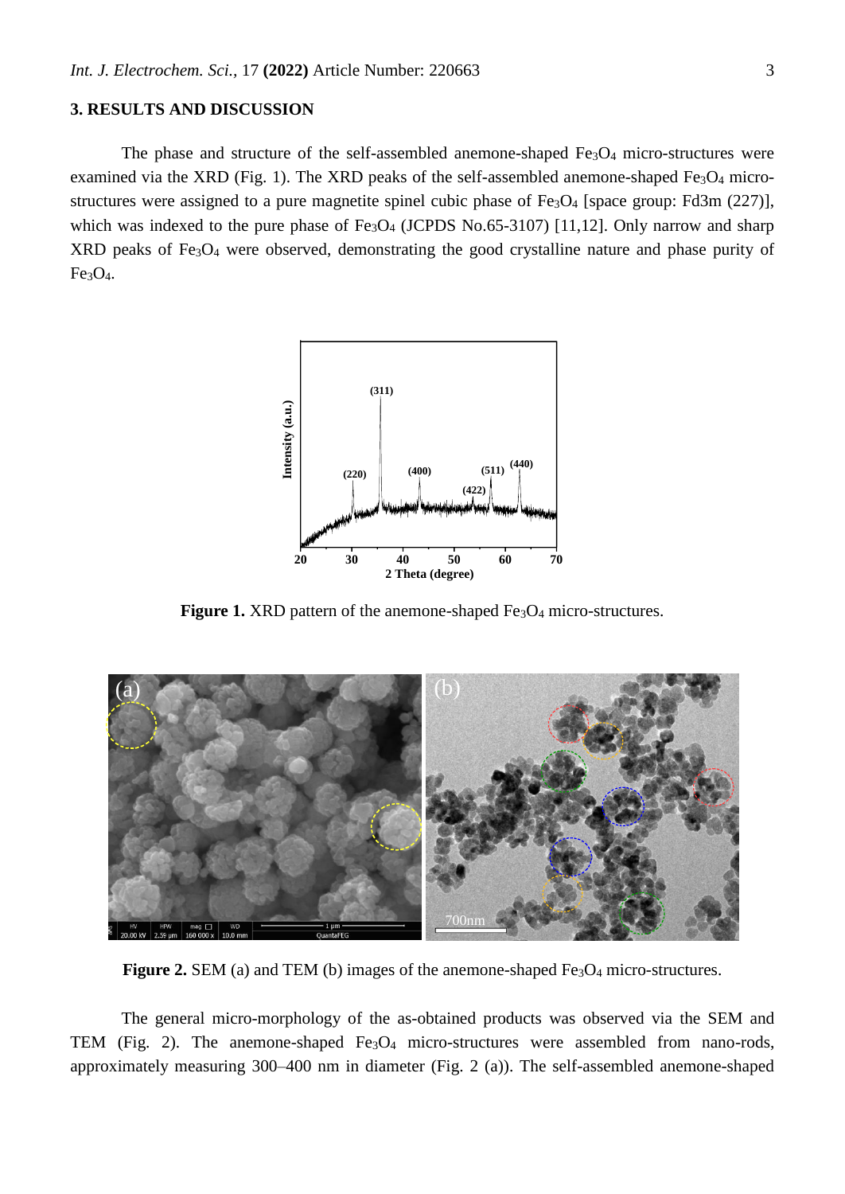## 3. RESULTS AND DISCUSSION

The phase and structure of the self-assembled anemone-shaped $Fe_3O_4$ micro-structures were examined via the XRD (Fig. 1). The XRD peaks of the self-assembled anemone-shaped $Fe_3O_4$ micro-structures were assigned to a pure magnetite spinel cubic phase of $Fe_3O_4$ [space group: Fd3m (227)], which was indexed to the pure phase of $Fe_3O_4$ (JCPDS No.65-3107) [11,12]. Only narrow and sharp XRD peaks of $Fe_3O_4$ were observed, demonstrating the good crystalline nature and phase purity of $Fe_3O_4$.

**Figure 1.** XRD pattern of the anemone-shaped $Fe_3O_4$ micro-structures.

**Figure 2.** SEM (a) and TEM (b) images of the anemone-shaped $Fe_3O_4$ micro-structures.

The general micro-morphology of the as-obtained products was observed via the SEM and TEM (Fig. 2). The anemone-shaped $Fe_3O_4$ micro-structures were assembled from nano-rods, approximately measuring 300–400 nm in diameter (Fig. 2 (a)). The self-assembled anemone-shaped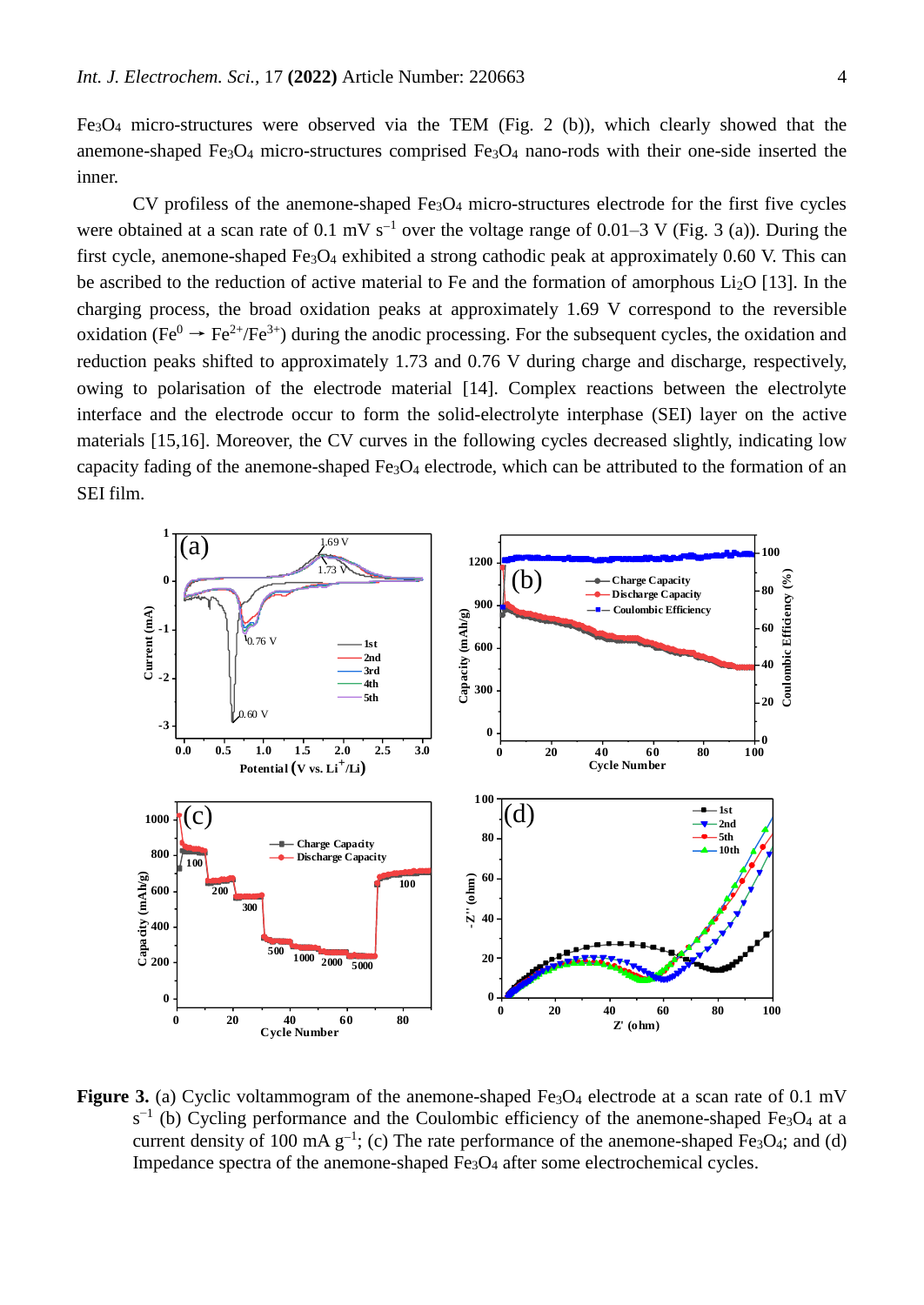$Fe_3O_4$ micro-structures were observed via the TEM (Fig. 2 (b)), which clearly showed that the anemone-shaped $Fe_3O_4$ micro-structures comprised $Fe_3O_4$ nano-rods with their one-side inserted the inner.

CV profiless of the anemone-shaped $Fe_3O_4$ micro-structures electrode for the first five cycles were obtained at a scan rate of 0.1 mV $s^{-1}$ over the voltage range of 0.01–3 V (Fig. 3 (a)). During the first cycle, anemone-shaped $Fe_3O_4$ exhibited a strong cathodic peak at approximately 0.60 V. This can be ascribed to the reduction of active material to Fe and the formation of amorphous $Li_2O$ [13]. In the charging process, the broad oxidation peaks at approximately 1.69 V correspond to the reversible oxidation ($Fe^0 \rightarrow Fe^{2+}/Fe^{3+}$) during the anodic processing. For the subsequent cycles, the oxidation and reduction peaks shifted to approximately 1.73 and 0.76 V during charge and discharge, respectively, owing to polarisation of the electrode material [14]. Complex reactions between the electrolyte interface and the electrode occur to form the solid-electrolyte interphase (SEI) layer on the active materials [15,16]. Moreover, the CV curves in the following cycles decreased slightly, indicating low capacity fading of the anemone-shaped $Fe_3O_4$ electrode, which can be attributed to the formation of an SEI film.

**Figure 3.** (a) Cyclic voltammogram of the anemone-shaped $Fe_3O_4$ electrode at a scan rate of 0.1 mV $s^{-1}$ (b) Cycling performance and the Coulombic efficiency of the anemone-shaped $Fe_3O_4$ at a current density of 100 mA $g^{-1}$; (c) The rate performance of the anemone-shaped $Fe_3O_4$; and (d) Impedance spectra of the anemone-shaped $Fe_3O_4$ after some electrochemical cycles.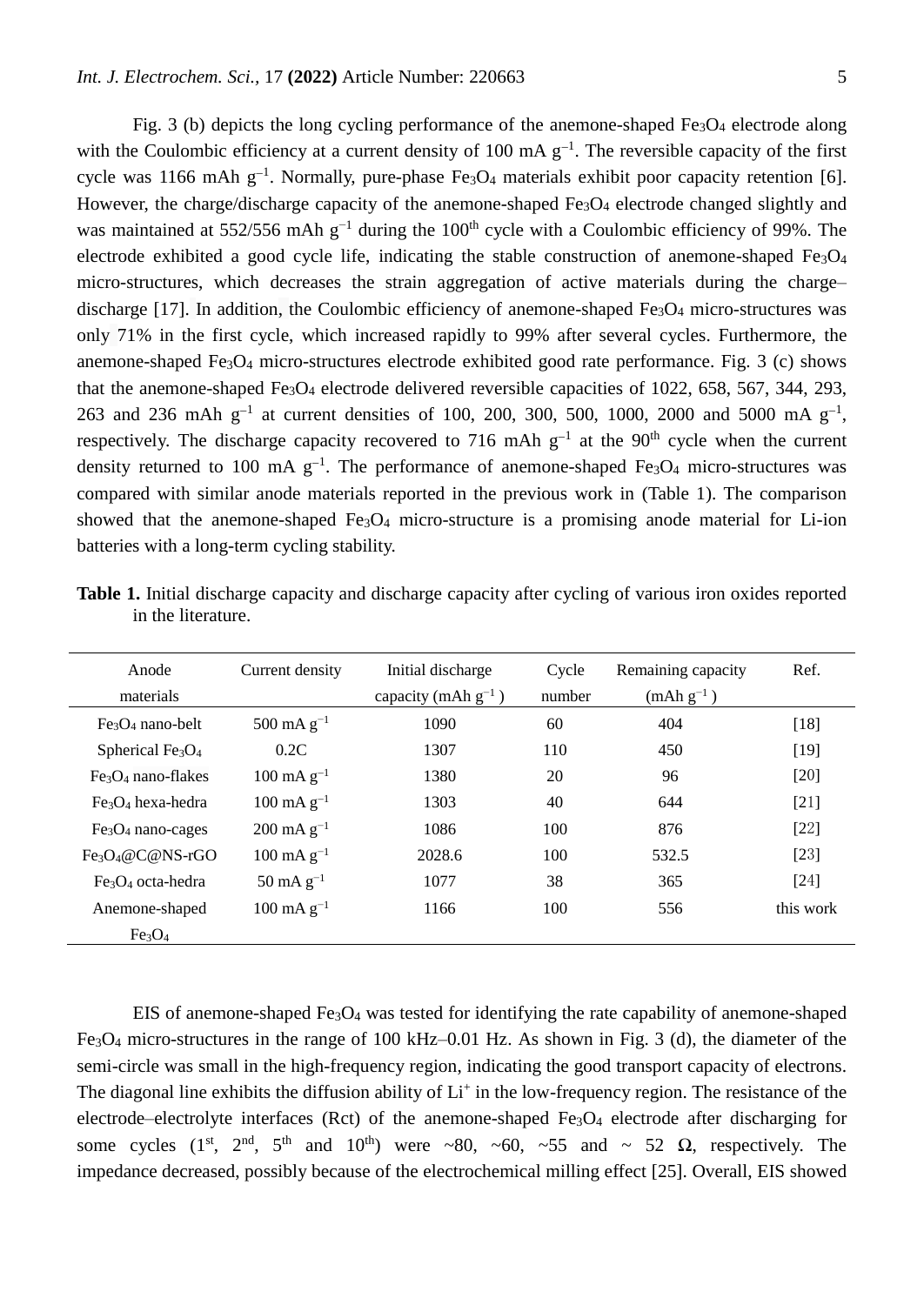Fig. 3 (b) depicts the long cycling performance of the anemone-shaped $Fe_3O_4$ electrode along with the Coulombic efficiency at a current density of 100 mA $g^{-1}$. The reversible capacity of the first cycle was 1166 mAh $g^{-1}$. Normally, pure-phase $Fe_3O_4$ materials exhibit poor capacity retention [6]. However, the charge/discharge capacity of the anemone-shaped $Fe_3O_4$ electrode changed slightly and was maintained at 552/556 mAh $g^{-1}$ during the 100th cycle with a Coulombic efficiency of 99%. The electrode exhibited a good cycle life, indicating the stable construction of anemone-shaped $Fe_3O_4$ micro-structures, which decreases the strain aggregation of active materials during the charge–discharge [17]. In addition, the Coulombic efficiency of anemone-shaped $Fe_3O_4$ micro-structures was only 71% in the first cycle, which increased rapidly to 99% after several cycles. Furthermore, the anemone-shaped $Fe_3O_4$ micro-structures electrode exhibited good rate performance. Fig. 3 (c) shows that the anemone-shaped $Fe_3O_4$ electrode delivered reversible capacities of 1022, 658, 567, 344, 293, 263 and 236 mAh $g^{-1}$ at current densities of 100, 200, 300, 500, 1000, 2000 and 5000 mA $g^{-1}$, respectively. The discharge capacity recovered to 716 mAh $g^{-1}$ at the 90th cycle when the current density returned to 100 mA $g^{-1}$. The performance of anemone-shaped $Fe_3O_4$ micro-structures was compared with similar anode materials reported in the previous work in (Table 1). The comparison showed that the anemone-shaped $Fe_3O_4$ micro-structure is a promising anode material for Li-ion batteries with a long-term cycling stability.

**Table 1.** Initial discharge capacity and discharge capacity after cycling of various iron oxides reported in the literature.

| Anode materials | Current density | Initial discharge capacity (mAh $g^{-1}$) | Cycle number | Remaining capacity (mAh $g^{-1}$) | Ref. |
|---|---|---|---|---|---|
| $Fe_3O_4$ nano-belt | 500 mA $g^{-1}$ | 1090 | 60 | 404 | [18] |
| Spherical $Fe_3O_4$ | 0.2C | 1307 | 110 | 450 | [19] |
| $Fe_3O_4$ nano-flakes | 100 mA $g^{-1}$ | 1380 | 20 | 96 | [20] |
| $Fe_3O_4$ hexa-hedra | 100 mA $g^{-1}$ | 1303 | 40 | 644 | [21] |
| $Fe_3O_4$ nano-cages | 200 mA $g^{-1}$ | 1086 | 100 | 876 | [22] |
| $Fe_3O_4$@C@NS-rGO | 100 mA $g^{-1}$ | 2028.6 | 100 | 532.5 | [23] |
| $Fe_3O_4$ octa-hedra | 50 mA $g^{-1}$ | 1077 | 38 | 365 | [24] |
| Anemone-shaped $Fe_3O_4$ | 100 mA $g^{-1}$ | 1166 | 100 | 556 | this work |

EIS of anemone-shaped $Fe_3O_4$ was tested for identifying the rate capability of anemone-shaped $Fe_3O_4$ micro-structures in the range of 100 kHz–0.01 Hz. As shown in Fig. 3 (d), the diameter of the semi-circle was small in the high-frequency region, indicating the good transport capacity of electrons. The diagonal line exhibits the diffusion ability of $Li^+$ in the low-frequency region. The resistance of the electrode–electrolyte interfaces (Rct) of the anemone-shaped $Fe_3O_4$ electrode after discharging for some cycles (1st, 2nd, 5th and 10th) were ~80, ~60, ~55 and ~ 52 Ω, respectively. The impedance decreased, possibly because of the electrochemical milling effect [25]. Overall, EIS showed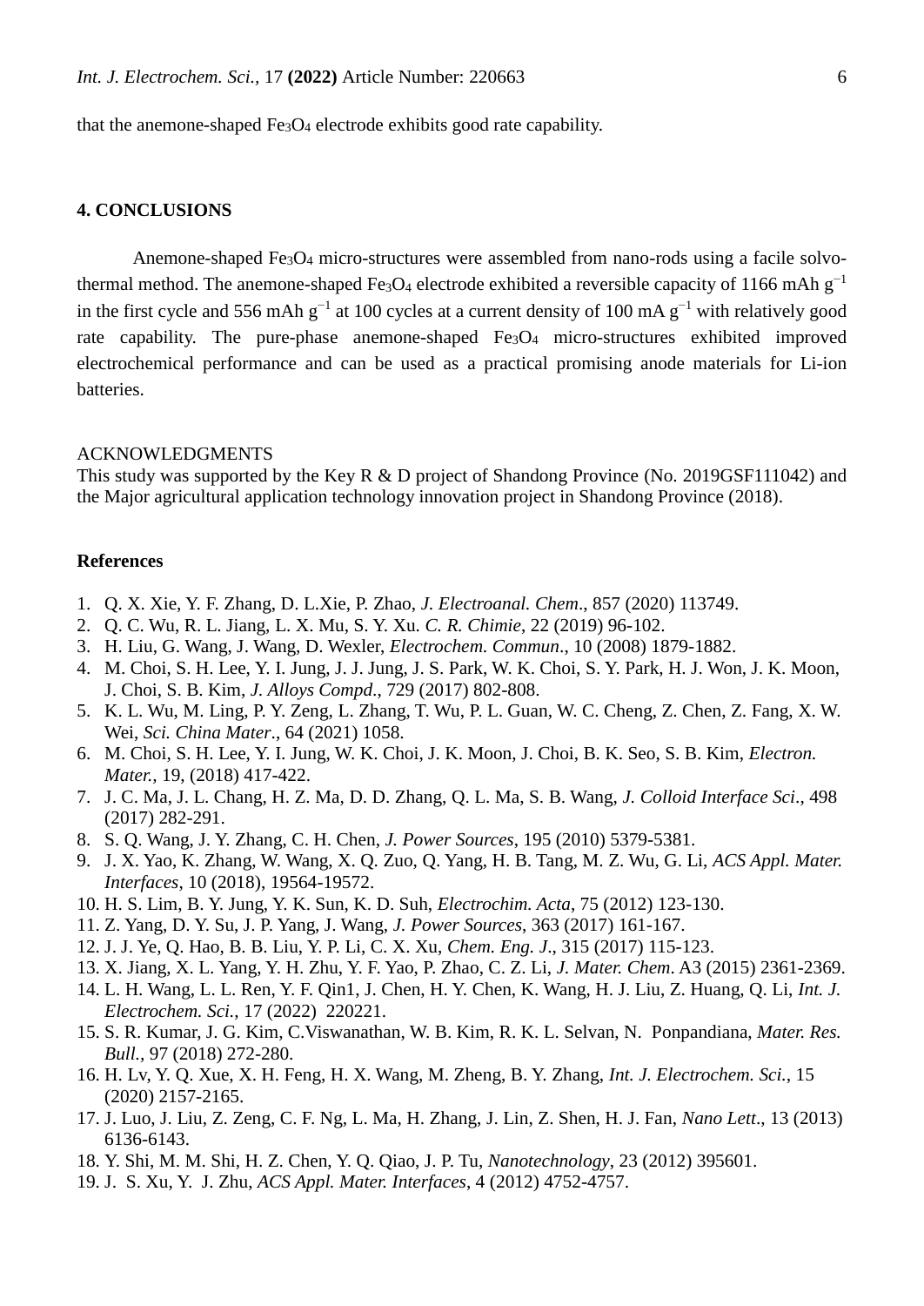that the anemone-shaped $Fe_3O_4$ electrode exhibits good rate capability.

## 4. CONCLUSIONS

Anemone-shaped $Fe_3O_4$ micro-structures were assembled from nano-rods using a facile solvothermal method. The anemone-shaped $Fe_3O_4$ electrode exhibited a reversible capacity of 1166 mAh $g^{-1}$ in the first cycle and 556 mAh $g^{-1}$ at 100 cycles at a current density of 100 mA $g^{-1}$ with relatively good rate capability. The pure-phase anemone-shaped $Fe_3O_4$ micro-structures exhibited improved electrochemical performance and can be used as a practical promising anode materials for Li-ion batteries.

ACKNOWLEDGMENTS

This study was supported by the Key R & D project of Shandong Province (No. 2019GSF111042) and the Major agricultural application technology innovation project in Shandong Province (2018).

## References

1. Q. X. Xie, Y. F. Zhang, D. L.Xie, P. Zhao, *J. Electroanal. Chem*., 857 (2020) 113749.
2. Q. C. Wu, R. L. Jiang, L. X. Mu, S. Y. Xu. *C. R. Chimie*, 22 (2019) 96-102.
3. H. Liu, G. Wang, J. Wang, D. Wexler, *Electrochem. Commun*., 10 (2008) 1879-1882.
4. M. Choi, S. H. Lee, Y. I. Jung, J. J. Jung, J. S. Park, W. K. Choi, S. Y. Park, H. J. Won, J. K. Moon, J. Choi, S. B. Kim, *J. Alloys Compd*., 729 (2017) 802-808.
5. K. L. Wu, M. Ling, P. Y. Zeng, L. Zhang, T. Wu, P. L. Guan, W. C. Cheng, Z. Chen, Z. Fang, X. W. Wei, *Sci. China Mater*., 64 (2021) 1058.
6. M. Choi, S. H. Lee, Y. I. Jung, W. K. Choi, J. K. Moon, J. Choi, B. K. Seo, S. B. Kim, *Electron. Mater.*, 19, (2018) 417-422.
7. J. C. Ma, J. L. Chang, H. Z. Ma, D. D. Zhang, Q. L. Ma, S. B. Wang, *J. Colloid Interface Sci*., 498 (2017) 282-291.
8. S. Q. Wang, J. Y. Zhang, C. H. Chen, *J. Power Sources*, 195 (2010) 5379-5381.
9. J. X. Yao, K. Zhang, W. Wang, X. Q. Zuo, Q. Yang, H. B. Tang, M. Z. Wu, G. Li, *ACS Appl. Mater. Interfaces*, 10 (2018), 19564-19572.
10. H. S. Lim, B. Y. Jung, Y. K. Sun, K. D. Suh, *Electrochim. Acta*, 75 (2012) 123-130.
11. Z. Yang, D. Y. Su, J. P. Yang, J. Wang, *J. Power Sources*, 363 (2017) 161-167.
12. J. J. Ye, Q. Hao, B. B. Liu, Y. P. Li, C. X. Xu, *Chem. Eng. J*., 315 (2017) 115-123.
13. X. Jiang, X. L. Yang, Y. H. Zhu, Y. F. Yao, P. Zhao, C. Z. Li, *J. Mater. Chem*. A3 (2015) 2361-2369.
14. L. H. Wang, L. L. Ren, Y. F. Qin1, J. Chen, H. Y. Chen, K. Wang, H. J. Liu, Z. Huang, Q. Li, *Int. J. Electrochem. Sci.*, 17 (2022) 220221.
15. S. R. Kumar, J. G. Kim, C.Viswanathan, W. B. Kim, R. K. L. Selvan, N. Ponpandiana, *Mater. Res. Bull.*, 97 (2018) 272-280.
16. H. Lv, Y. Q. Xue, X. H. Feng, H. X. Wang, M. Zheng, B. Y. Zhang, *Int. J. Electrochem. Sci.*, 15 (2020) 2157-2165.
17. J. Luo, J. Liu, Z. Zeng, C. F. Ng, L. Ma, H. Zhang, J. Lin, Z. Shen, H. J. Fan, *Nano Lett*., 13 (2013) 6136-6143.
18. Y. Shi, M. M. Shi, H. Z. Chen, Y. Q. Qiao, J. P. Tu, *Nanotechnology*, 23 (2012) 395601.
19. J. S. Xu, Y. J. Zhu, *ACS Appl. Mater. Interfaces*, 4 (2012) 4752-4757.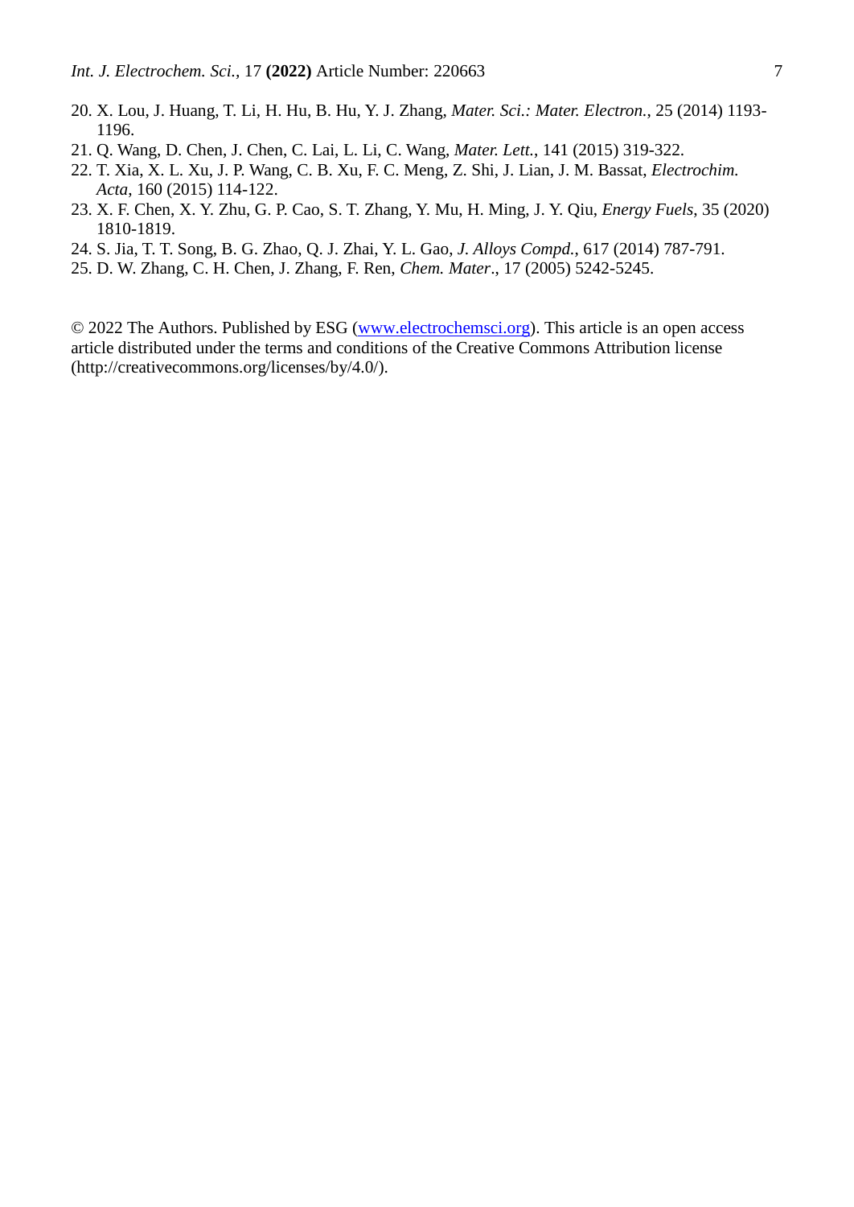20. X. Lou, J. Huang, T. Li, H. Hu, B. Hu, Y. J. Zhang, *Mater. Sci.: Mater. Electron.*, 25 (2014) 1193-1196.
21. Q. Wang, D. Chen, J. Chen, C. Lai, L. Li, C. Wang, *Mater. Lett.*, 141 (2015) 319-322.
22. T. Xia, X. L. Xu, J. P. Wang, C. B. Xu, F. C. Meng, Z. Shi, J. Lian, J. M. Bassat, *Electrochim. Acta*, 160 (2015) 114-122.
23. X. F. Chen, X. Y. Zhu, G. P. Cao, S. T. Zhang, Y. Mu, H. Ming, J. Y. Qiu, *Energy Fuels*, 35 (2020) 1810-1819.
24. S. Jia, T. T. Song, B. G. Zhao, Q. J. Zhai, Y. L. Gao, *J. Alloys Compd.*, 617 (2014) 787-791.
25. D. W. Zhang, C. H. Chen, J. Zhang, F. Ren, *Chem. Mater*., 17 (2005) 5242-5245.

© 2022 The Authors. Published by ESG (www.electrochemsci.org). This article is an open access article distributed under the terms and conditions of the Creative Commons Attribution license (http://creativecommons.org/licenses/by/4.0/).